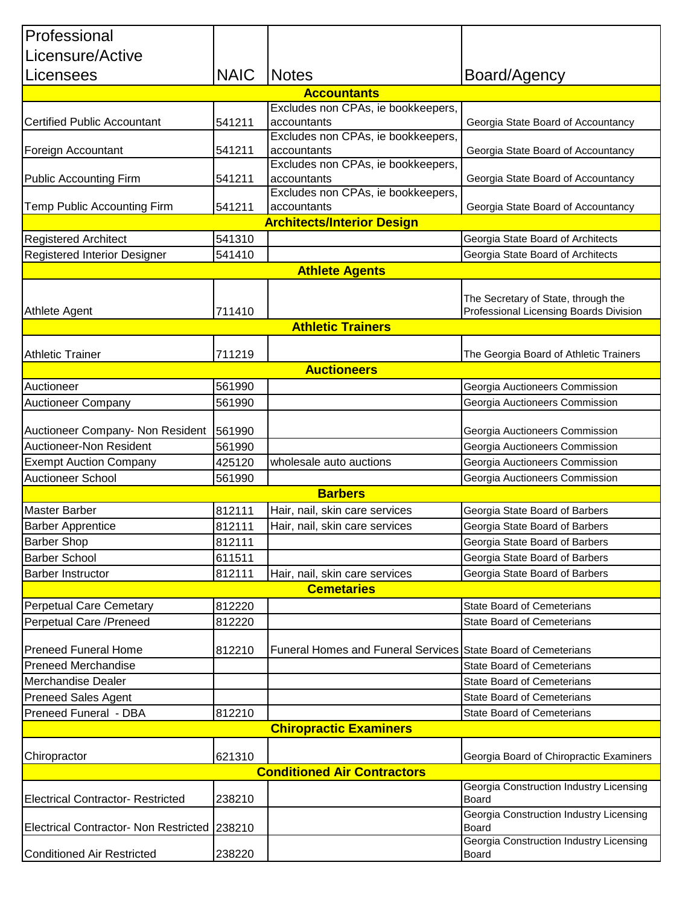| Professional Licensure/Active Licensees | NAIC | Notes | Board/Agency |
|---|---|---|---|
| **Accountants** | | | |
| Certified Public Accountant | 541211 | Excludes non CPAs, ie bookkeepers, accountants | Georgia State Board of Accountancy |
| Foreign Accountant | 541211 | Excludes non CPAs, ie bookkeepers, accountants | Georgia State Board of Accountancy |
| Public Accounting Firm | 541211 | Excludes non CPAs, ie bookkeepers, accountants | Georgia State Board of Accountancy |
| Temp Public Accounting Firm | 541211 | Excludes non CPAs, ie bookkeepers, accountants | Georgia State Board of Accountancy |
| **Architects/Interior Design** | | | |
| Registered Architect | 541310 | | Georgia State Board of Architects |
| Registered Interior Designer | 541410 | | Georgia State Board of Architects |
| **Athlete Agents** | | | |
| Athlete Agent | 711410 | | The Secretary of State, through the Professional Licensing Boards Division |
| **Athletic Trainers** | | | |
| Athletic Trainer | 711219 | | The Georgia Board of Athletic Trainers |
| **Auctioneers** | | | |
| Auctioneer | 561990 | | Georgia Auctioneers Commission |
| Auctioneer Company | 561990 | | Georgia Auctioneers Commission |
| Auctioneer Company- Non Resident | 561990 | | Georgia Auctioneers Commission |
| Auctioneer-Non Resident | 561990 | | Georgia Auctioneers Commission |
| Exempt Auction Company | 425120 | wholesale auto auctions | Georgia Auctioneers Commission |
| Auctioneer School | 561990 | | Georgia Auctioneers Commission |
| **Barbers** | | | |
| Master Barber | 812111 | Hair, nail, skin care services | Georgia State Board of Barbers |
| Barber Apprentice | 812111 | Hair, nail, skin care services | Georgia State Board of Barbers |
| Barber Shop | 812111 | | Georgia State Board of Barbers |
| Barber School | 611511 | | Georgia State Board of Barbers |
| Barber Instructor | 812111 | Hair, nail, skin care services | Georgia State Board of Barbers |
| **Cemetaries** | | | |
| Perpetual Care Cemetary | 812220 | | State Board of Cemeterians |
| Perpetual Care /Preneed | 812220 | | State Board of Cemeterians |
| Preneed Funeral Home | 812210 | Funeral Homes and Funeral Services | State Board of Cemeterians |
| Preneed Merchandise | | | State Board of Cemeterians |
| Merchandise Dealer | | | State Board of Cemeterians |
| Preneed Sales Agent | | | State Board of Cemeterians |
| Preneed Funeral - DBA | 812210 | | State Board of Cemeterians |
| **Chiropractic Examiners** | | | |
| Chiropractor | 621310 | | Georgia Board of Chiropractic Examiners |
| **Conditioned Air Contractors** | | | |
| Electrical Contractor- Restricted | 238210 | | Georgia Construction Industry Licensing Board |
| Electrical Contractor- Non Restricted | 238210 | | Georgia Construction Industry Licensing Board |
| Conditioned Air Restricted | 238220 | | Georgia Construction Industry Licensing Board |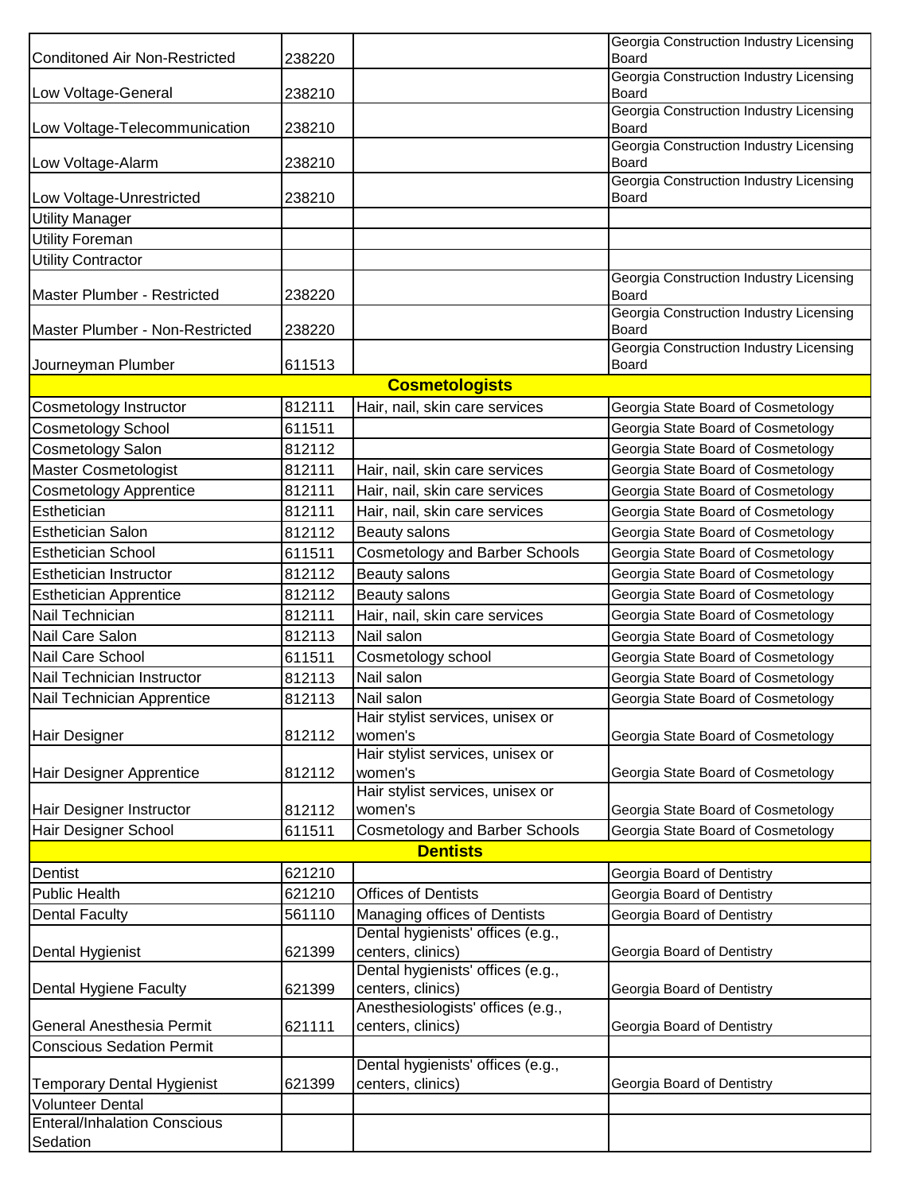| | | | |
|---|---|---|---|
| Conditoned Air Non-Restricted | 238220 | | Georgia Construction Industry Licensing Board |
| Low Voltage-General | 238210 | | Georgia Construction Industry Licensing Board |
| Low Voltage-Telecommunication | 238210 | | Georgia Construction Industry Licensing Board |
| Low Voltage-Alarm | 238210 | | Georgia Construction Industry Licensing Board |
| Low Voltage-Unrestricted | 238210 | | Georgia Construction Industry Licensing Board |
| Utility Manager | | | |
| Utility Foreman | | | |
| Utility Contractor | | | |
| Master Plumber - Restricted | 238220 | | Georgia Construction Industry Licensing Board |
| Master Plumber - Non-Restricted | 238220 | | Georgia Construction Industry Licensing Board |
| Journeyman Plumber | 611513 | | Georgia Construction Industry Licensing Board |
| **Cosmetologists** | | | |
| Cosmetology Instructor | 812111 | Hair, nail, skin care services | Georgia State Board of Cosmetology |
| Cosmetology School | 611511 | | Georgia State Board of Cosmetology |
| Cosmetology Salon | 812112 | | Georgia State Board of Cosmetology |
| Master Cosmetologist | 812111 | Hair, nail, skin care services | Georgia State Board of Cosmetology |
| Cosmetology Apprentice | 812111 | Hair, nail, skin care services | Georgia State Board of Cosmetology |
| Esthetician | 812111 | Hair, nail, skin care services | Georgia State Board of Cosmetology |
| Esthetician Salon | 812112 | Beauty salons | Georgia State Board of Cosmetology |
| Esthetician School | 611511 | Cosmetology and Barber Schools | Georgia State Board of Cosmetology |
| Esthetician Instructor | 812112 | Beauty salons | Georgia State Board of Cosmetology |
| Esthetician Apprentice | 812112 | Beauty salons | Georgia State Board of Cosmetology |
| Nail Technician | 812111 | Hair, nail, skin care services | Georgia State Board of Cosmetology |
| Nail Care Salon | 812113 | Nail salon | Georgia State Board of Cosmetology |
| Nail Care School | 611511 | Cosmetology school | Georgia State Board of Cosmetology |
| Nail Technician Instructor | 812113 | Nail salon | Georgia State Board of Cosmetology |
| Nail Technician Apprentice | 812113 | Nail salon | Georgia State Board of Cosmetology |
| Hair Designer | 812112 | Hair stylist services, unisex or women's | Georgia State Board of Cosmetology |
| Hair Designer Apprentice | 812112 | Hair stylist services, unisex or women's | Georgia State Board of Cosmetology |
| Hair Designer Instructor | 812112 | Hair stylist services, unisex or women's | Georgia State Board of Cosmetology |
| Hair Designer School | 611511 | Cosmetology and Barber Schools | Georgia State Board of Cosmetology |
| **Dentists** | | | |
| Dentist | 621210 | | Georgia Board of Dentistry |
| Public Health | 621210 | Offices of Dentists | Georgia Board of Dentistry |
| Dental Faculty | 561110 | Managing offices of Dentists | Georgia Board of Dentistry |
| Dental Hygienist | 621399 | Dental hygienists' offices (e.g., centers, clinics) | Georgia Board of Dentistry |
| Dental Hygiene Faculty | 621399 | Dental hygienists' offices (e.g., centers, clinics) | Georgia Board of Dentistry |
| General Anesthesia Permit | 621111 | Anesthesiologists' offices (e.g., centers, clinics) | Georgia Board of Dentistry |
| Conscious Sedation Permit | | | |
| Temporary Dental Hygienist | 621399 | Dental hygienists' offices (e.g., centers, clinics) | Georgia Board of Dentistry |
| Volunteer Dental | | | |
| Enteral/Inhalation Conscious Sedation | | | |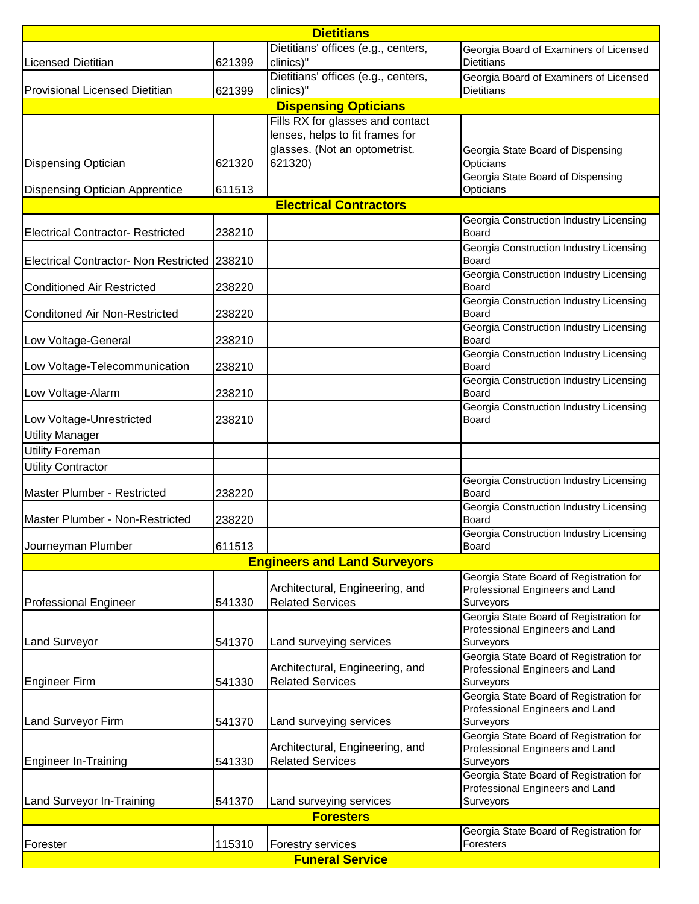| | | | |
|---|---|---|---|
| **Dietitians** | | | |
| Licensed Dietitian | 621399 | Dietitians' offices (e.g., centers, clinics)" | Georgia Board of Examiners of Licensed Dietitians |
| Provisional Licensed Dietitian | 621399 | Dietitians' offices (e.g., centers, clinics)" | Georgia Board of Examiners of Licensed Dietitians |
| **Dispensing Opticians** | | | |
| Dispensing Optician | 621320 | Fills RX for glasses and contact lenses, helps to fit frames for glasses. (Not an optometrist. 621320) | Georgia State Board of Dispensing Opticians |
| Dispensing Optician Apprentice | 611513 | | Georgia State Board of Dispensing Opticians |
| **Electrical Contractors** | | | |
| Electrical Contractor- Restricted | 238210 | | Georgia Construction Industry Licensing Board |
| Electrical Contractor- Non Restricted | 238210 | | Georgia Construction Industry Licensing Board |
| Conditioned Air Restricted | 238220 | | Georgia Construction Industry Licensing Board |
| Conditoned Air Non-Restricted | 238220 | | Georgia Construction Industry Licensing Board |
| Low Voltage-General | 238210 | | Georgia Construction Industry Licensing Board |
| Low Voltage-Telecommunication | 238210 | | Georgia Construction Industry Licensing Board |
| Low Voltage-Alarm | 238210 | | Georgia Construction Industry Licensing Board |
| Low Voltage-Unrestricted | 238210 | | Georgia Construction Industry Licensing Board |
| Utility Manager | | | |
| Utility Foreman | | | |
| Utility Contractor | | | |
| Master Plumber - Restricted | 238220 | | Georgia Construction Industry Licensing Board |
| Master Plumber - Non-Restricted | 238220 | | Georgia Construction Industry Licensing Board |
| Journeyman Plumber | 611513 | | Georgia Construction Industry Licensing Board |
| **Engineers and Land Surveyors** | | | |
| Professional Engineer | 541330 | Architectural, Engineering, and Related Services | Georgia State Board of Registration for Professional Engineers and Land Surveyors |
| Land Surveyor | 541370 | Land surveying services | Georgia State Board of Registration for Professional Engineers and Land Surveyors |
| Engineer Firm | 541330 | Architectural, Engineering, and Related Services | Georgia State Board of Registration for Professional Engineers and Land Surveyors |
| Land Surveyor Firm | 541370 | Land surveying services | Georgia State Board of Registration for Professional Engineers and Land Surveyors |
| Engineer In-Training | 541330 | Architectural, Engineering, and Related Services | Georgia State Board of Registration for Professional Engineers and Land Surveyors |
| Land Surveyor In-Training | 541370 | Land surveying services | Georgia State Board of Registration for Professional Engineers and Land Surveyors |
| **Foresters** | | | |
| Forester | 115310 | Forestry services | Georgia State Board of Registration for Foresters |
| **Funeral Service** | | | |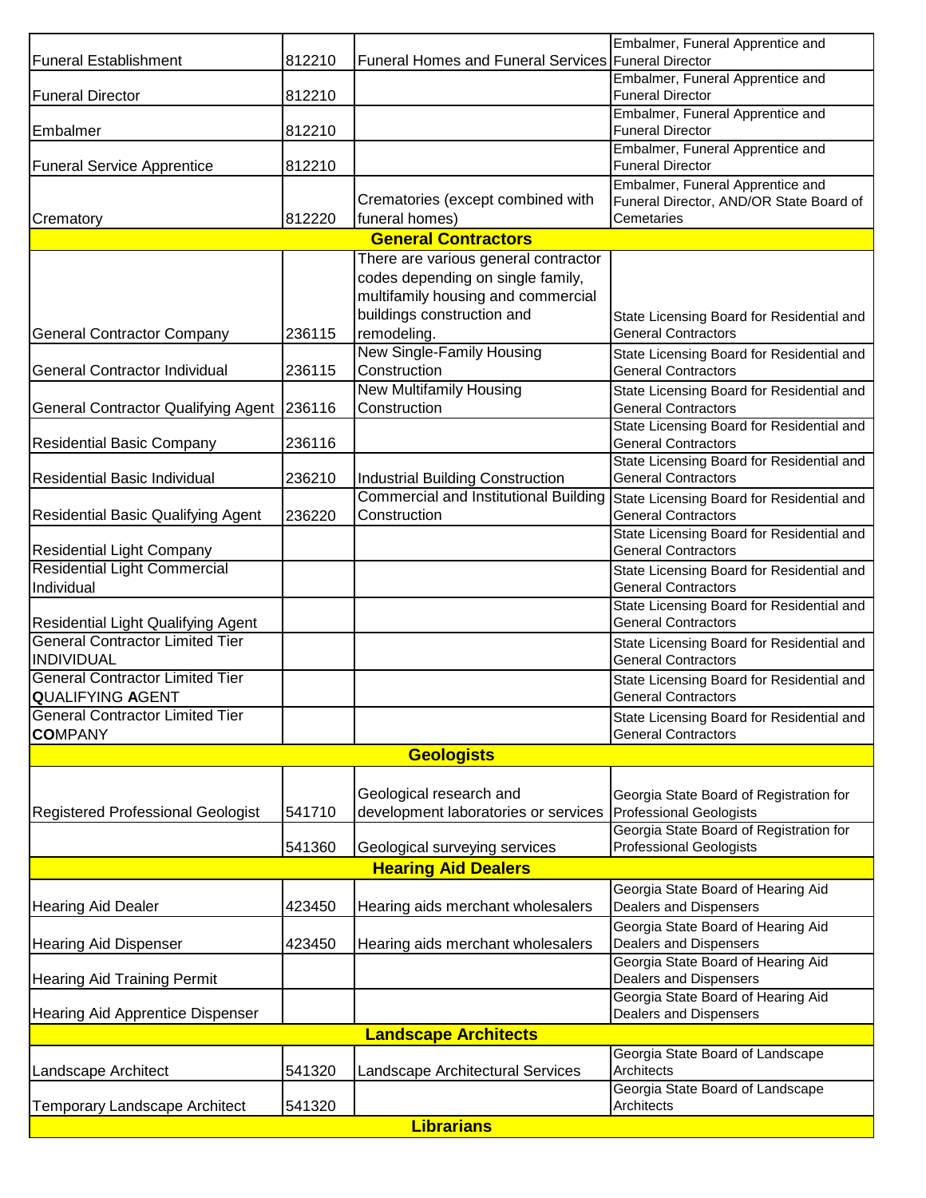| | | | |
|---|---|---|---|
| Funeral Establishment | 812210 | Funeral Homes and Funeral Services | Embalmer, Funeral Apprentice and Funeral Director |
| Funeral Director | 812210 | | Embalmer, Funeral Apprentice and Funeral Director |
| Embalmer | 812210 | | Embalmer, Funeral Apprentice and Funeral Director |
| Funeral Service Apprentice | 812210 | | Embalmer, Funeral Apprentice and Funeral Director |
| Crematory | 812220 | Crematories (except combined with funeral homes) | Embalmer, Funeral Apprentice and Funeral Director, AND/OR State Board of Cemetaries |
| **General Contractors** | | | |
| General Contractor Company | 236115 | There are various general contractor codes depending on single family, multifamily housing and commercial buildings construction and remodeling. | State Licensing Board for Residential and General Contractors |
| General Contractor Individual | 236115 | New Single-Family Housing Construction | State Licensing Board for Residential and General Contractors |
| General Contractor Qualifying Agent | 236116 | New Multifamily Housing Construction | State Licensing Board for Residential and General Contractors |
| Residential Basic Company | 236116 | | State Licensing Board for Residential and General Contractors |
| Residential Basic Individual | 236210 | Industrial Building Construction | State Licensing Board for Residential and General Contractors |
| Residential Basic Qualifying Agent | 236220 | Commercial and Institutional Building Construction | State Licensing Board for Residential and General Contractors |
| Residential Light Company | | | State Licensing Board for Residential and General Contractors |
| Residential Light Commercial Individual | | | State Licensing Board for Residential and General Contractors |
| Residential Light Qualifying Agent | | | State Licensing Board for Residential and General Contractors |
| General Contractor Limited Tier INDIVIDUAL | | | State Licensing Board for Residential and General Contractors |
| General Contractor Limited Tier **Q**UALIFYING **A**GENT | | | State Licensing Board for Residential and General Contractors |
| General Contractor Limited Tier **CO**MPANY | | | State Licensing Board for Residential and General Contractors |
| **Geologists** | | | |
| Registered Professional Geologist | 541710 | Geological research and development laboratories or services | Georgia State Board of Registration for Professional Geologists |
| | 541360 | Geological surveying services | Georgia State Board of Registration for Professional Geologists |
| **Hearing Aid Dealers** | | | |
| Hearing Aid Dealer | 423450 | Hearing aids merchant wholesalers | Georgia State Board of Hearing Aid Dealers and Dispensers |
| Hearing Aid Dispenser | 423450 | Hearing aids merchant wholesalers | Georgia State Board of Hearing Aid Dealers and Dispensers |
| Hearing Aid Training Permit | | | Georgia State Board of Hearing Aid Dealers and Dispensers |
| Hearing Aid Apprentice Dispenser | | | Georgia State Board of Hearing Aid Dealers and Dispensers |
| **Landscape Architects** | | | |
| Landscape Architect | 541320 | Landscape Architectural Services | Georgia State Board of Landscape Architects |
| Temporary Landscape Architect | 541320 | | Georgia State Board of Landscape Architects |
| **Librarians** | | | |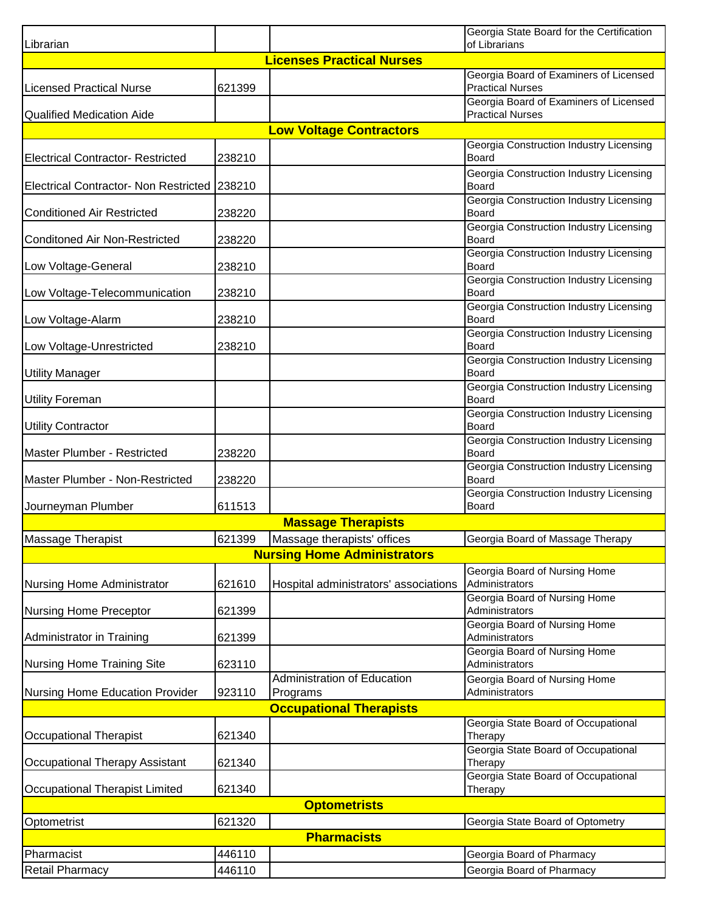| | | | |
|---|---|---|---|
| Librarian | | | Georgia State Board for the Certification of Librarians |
| **Licenses Practical Nurses** | | | |
| Licensed Practical Nurse | 621399 | | Georgia Board of Examiners of Licensed Practical Nurses |
| Qualified Medication Aide | | | Georgia Board of Examiners of Licensed Practical Nurses |
| **Low Voltage Contractors** | | | |
| Electrical Contractor- Restricted | 238210 | | Georgia Construction Industry Licensing Board |
| Electrical Contractor- Non Restricted | 238210 | | Georgia Construction Industry Licensing Board |
| Conditioned Air Restricted | 238220 | | Georgia Construction Industry Licensing Board |
| Conditoned Air Non-Restricted | 238220 | | Georgia Construction Industry Licensing Board |
| Low Voltage-General | 238210 | | Georgia Construction Industry Licensing Board |
| Low Voltage-Telecommunication | 238210 | | Georgia Construction Industry Licensing Board |
| Low Voltage-Alarm | 238210 | | Georgia Construction Industry Licensing Board |
| Low Voltage-Unrestricted | 238210 | | Georgia Construction Industry Licensing Board |
| Utility Manager | | | Georgia Construction Industry Licensing Board |
| Utility Foreman | | | Georgia Construction Industry Licensing Board |
| Utility Contractor | | | Georgia Construction Industry Licensing Board |
| Master Plumber - Restricted | 238220 | | Georgia Construction Industry Licensing Board |
| Master Plumber - Non-Restricted | 238220 | | Georgia Construction Industry Licensing Board |
| Journeyman Plumber | 611513 | | Georgia Construction Industry Licensing Board |
| **Massage Therapists** | | | |
| Massage Therapist | 621399 | Massage therapists' offices | Georgia Board of Massage Therapy |
| **Nursing Home Administrators** | | | |
| Nursing Home Administrator | 621610 | Hospital administrators' associations | Georgia Board of Nursing Home Administrators |
| Nursing Home Preceptor | 621399 | | Georgia Board of Nursing Home Administrators |
| Administrator in Training | 621399 | | Georgia Board of Nursing Home Administrators |
| Nursing Home Training Site | 623110 | | Georgia Board of Nursing Home Administrators |
| Nursing Home Education Provider | 923110 | Administration of Education Programs | Georgia Board of Nursing Home Administrators |
| **Occupational Therapists** | | | |
| Occupational Therapist | 621340 | | Georgia State Board of Occupational Therapy |
| Occupational Therapy Assistant | 621340 | | Georgia State Board of Occupational Therapy |
| Occupational Therapist Limited | 621340 | | Georgia State Board of Occupational Therapy |
| **Optometrists** | | | |
| Optometrist | 621320 | | Georgia State Board of Optometry |
| **Pharmacists** | | | |
| Pharmacist | 446110 | | Georgia Board of Pharmacy |
| Retail Pharmacy | 446110 | | Georgia Board of Pharmacy |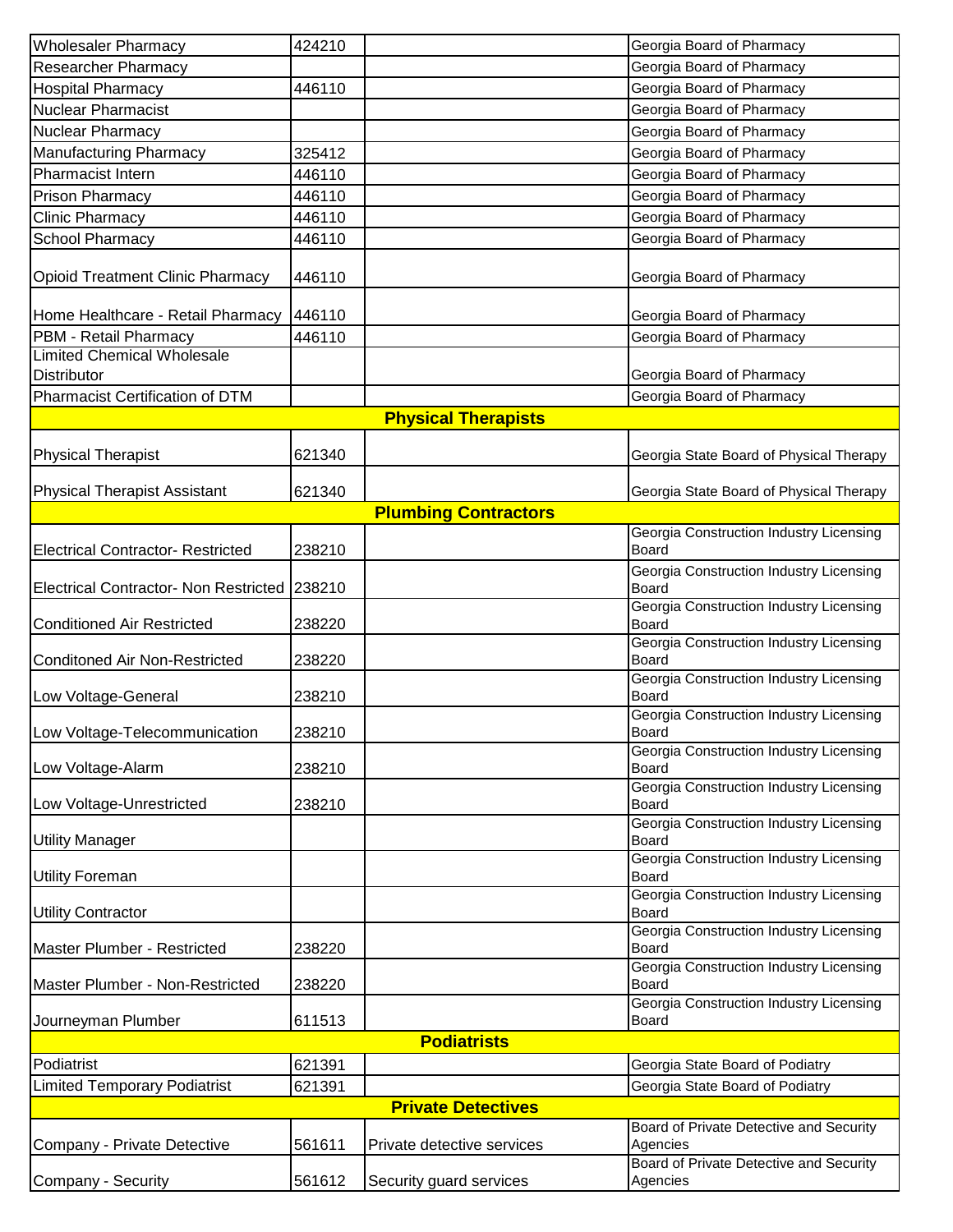| | | | |
|---|---|---|---|
| Wholesaler Pharmacy | 424210 | | Georgia Board of Pharmacy |
| Researcher Pharmacy | | | Georgia Board of Pharmacy |
| Hospital Pharmacy | 446110 | | Georgia Board of Pharmacy |
| Nuclear Pharmacist | | | Georgia Board of Pharmacy |
| Nuclear Pharmacy | | | Georgia Board of Pharmacy |
| Manufacturing Pharmacy | 325412 | | Georgia Board of Pharmacy |
| Pharmacist Intern | 446110 | | Georgia Board of Pharmacy |
| Prison Pharmacy | 446110 | | Georgia Board of Pharmacy |
| Clinic Pharmacy | 446110 | | Georgia Board of Pharmacy |
| School Pharmacy | 446110 | | Georgia Board of Pharmacy |
| Opioid Treatment Clinic Pharmacy | 446110 | | Georgia Board of Pharmacy |
| Home Healthcare - Retail Pharmacy | 446110 | | Georgia Board of Pharmacy |
| PBM - Retail Pharmacy | 446110 | | Georgia Board of Pharmacy |
| Limited Chemical Wholesale Distributor | | | Georgia Board of Pharmacy |
| Pharmacist Certification of DTM | | | Georgia Board of Pharmacy |
| **Physical Therapists** | | | |
| Physical Therapist | 621340 | | Georgia State Board of Physical Therapy |
| Physical Therapist Assistant | 621340 | | Georgia State Board of Physical Therapy |
| **Plumbing Contractors** | | | |
| Electrical Contractor- Restricted | 238210 | | Georgia Construction Industry Licensing Board |
| Electrical Contractor- Non Restricted | 238210 | | Georgia Construction Industry Licensing Board |
| Conditioned Air Restricted | 238220 | | Georgia Construction Industry Licensing Board |
| Conditoned Air Non-Restricted | 238220 | | Georgia Construction Industry Licensing Board |
| Low Voltage-General | 238210 | | Georgia Construction Industry Licensing Board |
| Low Voltage-Telecommunication | 238210 | | Georgia Construction Industry Licensing Board |
| Low Voltage-Alarm | 238210 | | Georgia Construction Industry Licensing Board |
| Low Voltage-Unrestricted | 238210 | | Georgia Construction Industry Licensing Board |
| Utility Manager | | | Georgia Construction Industry Licensing Board |
| Utility Foreman | | | Georgia Construction Industry Licensing Board |
| Utility Contractor | | | Georgia Construction Industry Licensing Board |
| Master Plumber - Restricted | 238220 | | Georgia Construction Industry Licensing Board |
| Master Plumber - Non-Restricted | 238220 | | Georgia Construction Industry Licensing Board |
| Journeyman Plumber | 611513 | | Georgia Construction Industry Licensing Board |
| **Podiatrists** | | | |
| Podiatrist | 621391 | | Georgia State Board of Podiatry |
| Limited Temporary Podiatrist | 621391 | | Georgia State Board of Podiatry |
| **Private Detectives** | | | |
| Company - Private Detective | 561611 | Private detective services | Board of Private Detective and Security Agencies |
| Company - Security | 561612 | Security guard services | Board of Private Detective and Security Agencies |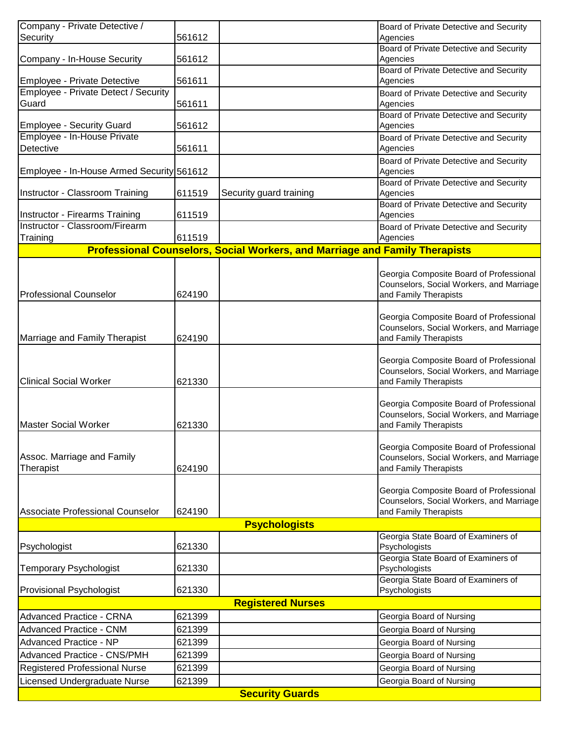| | | | |
|---|---|---|---|
| Company - Private Detective / Security | 561612 | | Board of Private Detective and Security Agencies |
| Company - In-House Security | 561612 | | Board of Private Detective and Security Agencies |
| Employee - Private Detective | 561611 | | Board of Private Detective and Security Agencies |
| Employee - Private Detect / Security Guard | 561611 | | Board of Private Detective and Security Agencies |
| Employee - Security Guard | 561612 | | Board of Private Detective and Security Agencies |
| Employee - In-House Private Detective | 561611 | | Board of Private Detective and Security Agencies |
| Employee - In-House Armed Security | 561612 | | Board of Private Detective and Security Agencies |
| Instructor - Classroom Training | 611519 | Security guard training | Board of Private Detective and Security Agencies |
| Instructor - Firearms Training | 611519 | | Board of Private Detective and Security Agencies |
| Instructor - Classroom/Firearm Training | 611519 | | Board of Private Detective and Security Agencies |
| **Professional Counselors, Social Workers, and Marriage and Family Therapists** | | | |
| Professional Counselor | 624190 | | Georgia Composite Board of Professional Counselors, Social Workers, and Marriage and Family Therapists |
| Marriage and Family Therapist | 624190 | | Georgia Composite Board of Professional Counselors, Social Workers, and Marriage and Family Therapists |
| Clinical Social Worker | 621330 | | Georgia Composite Board of Professional Counselors, Social Workers, and Marriage and Family Therapists |
| Master Social Worker | 621330 | | Georgia Composite Board of Professional Counselors, Social Workers, and Marriage and Family Therapists |
| Assoc. Marriage and Family Therapist | 624190 | | Georgia Composite Board of Professional Counselors, Social Workers, and Marriage and Family Therapists |
| Associate Professional Counselor | 624190 | | Georgia Composite Board of Professional Counselors, Social Workers, and Marriage and Family Therapists |
| **Psychologists** | | | |
| Psychologist | 621330 | | Georgia State Board of Examiners of Psychologists |
| Temporary Psychologist | 621330 | | Georgia State Board of Examiners of Psychologists |
| Provisional Psychologist | 621330 | | Georgia State Board of Examiners of Psychologists |
| **Registered Nurses** | | | |
| Advanced Practice - CRNA | 621399 | | Georgia Board of Nursing |
| Advanced Practice - CNM | 621399 | | Georgia Board of Nursing |
| Advanced Practice - NP | 621399 | | Georgia Board of Nursing |
| Advanced Practice - CNS/PMH | 621399 | | Georgia Board of Nursing |
| Registered Professional Nurse | 621399 | | Georgia Board of Nursing |
| Licensed Undergraduate Nurse | 621399 | | Georgia Board of Nursing |
| **Security Guards** | | | |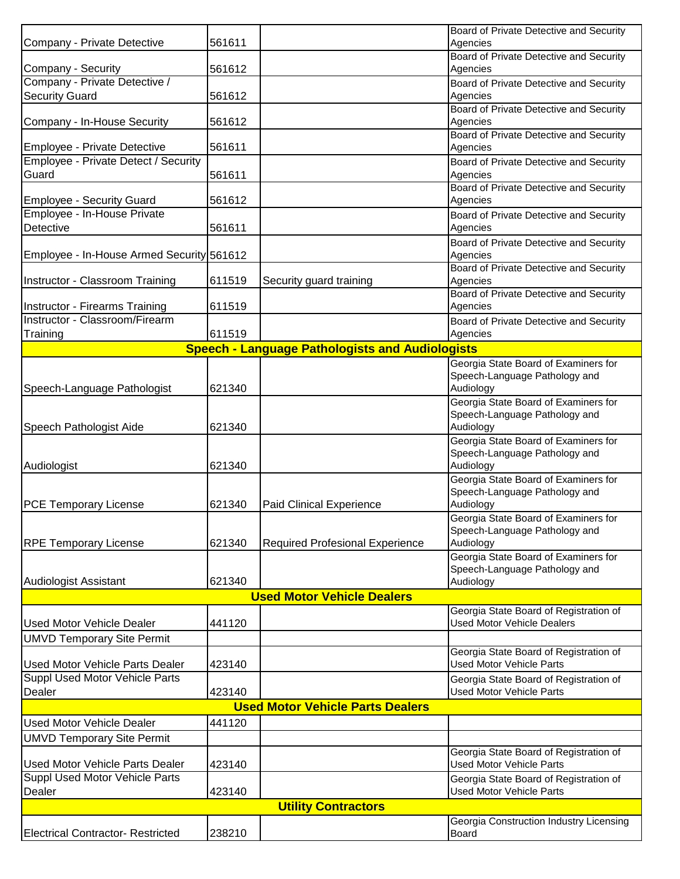| | | | |
|---|---|---|---|
| Company - Private Detective | 561611 | | Board of Private Detective and Security Agencies |
| Company - Security | 561612 | | Board of Private Detective and Security Agencies |
| Company - Private Detective / Security Guard | 561612 | | Board of Private Detective and Security Agencies |
| Company - In-House Security | 561612 | | Board of Private Detective and Security Agencies |
| Employee - Private Detective | 561611 | | Board of Private Detective and Security Agencies |
| Employee - Private Detect / Security Guard | 561611 | | Board of Private Detective and Security Agencies |
| Employee - Security Guard | 561612 | | Board of Private Detective and Security Agencies |
| Employee - In-House Private Detective | 561611 | | Board of Private Detective and Security Agencies |
| Employee - In-House Armed Security | 561612 | | Board of Private Detective and Security Agencies |
| Instructor - Classroom Training | 611519 | Security guard training | Board of Private Detective and Security Agencies |
| Instructor - Firearms Training | 611519 | | Board of Private Detective and Security Agencies |
| Instructor - Classroom/Firearm Training | 611519 | | Board of Private Detective and Security Agencies |
| **Speech - Language Pathologists and Audiologists** | | | |
| Speech-Language Pathologist | 621340 | | Georgia State Board of Examiners for Speech-Language Pathology and Audiology |
| Speech Pathologist Aide | 621340 | | Georgia State Board of Examiners for Speech-Language Pathology and Audiology |
| Audiologist | 621340 | | Georgia State Board of Examiners for Speech-Language Pathology and Audiology |
| PCE Temporary License | 621340 | Paid Clinical Experience | Georgia State Board of Examiners for Speech-Language Pathology and Audiology |
| RPE Temporary License | 621340 | Required Profesional Experience | Georgia State Board of Examiners for Speech-Language Pathology and Audiology |
| Audiologist Assistant | 621340 | | Georgia State Board of Examiners for Speech-Language Pathology and Audiology |
| **Used Motor Vehicle Dealers** | | | |
| Used Motor Vehicle Dealer | 441120 | | Georgia State Board of Registration of Used Motor Vehicle Dealers |
| UMVD Temporary Site Permit | | | |
| Used Motor Vehicle Parts Dealer | 423140 | | Georgia State Board of Registration of Used Motor Vehicle Parts |
| Suppl Used Motor Vehicle Parts Dealer | 423140 | | Georgia State Board of Registration of Used Motor Vehicle Parts |
| **Used Motor Vehicle Parts Dealers** | | | |
| Used Motor Vehicle Dealer | 441120 | | |
| UMVD Temporary Site Permit | | | |
| Used Motor Vehicle Parts Dealer | 423140 | | Georgia State Board of Registration of Used Motor Vehicle Parts |
| Suppl Used Motor Vehicle Parts Dealer | 423140 | | Georgia State Board of Registration of Used Motor Vehicle Parts |
| **Utility Contractors** | | | |
| Electrical Contractor- Restricted | 238210 | | Georgia Construction Industry Licensing Board |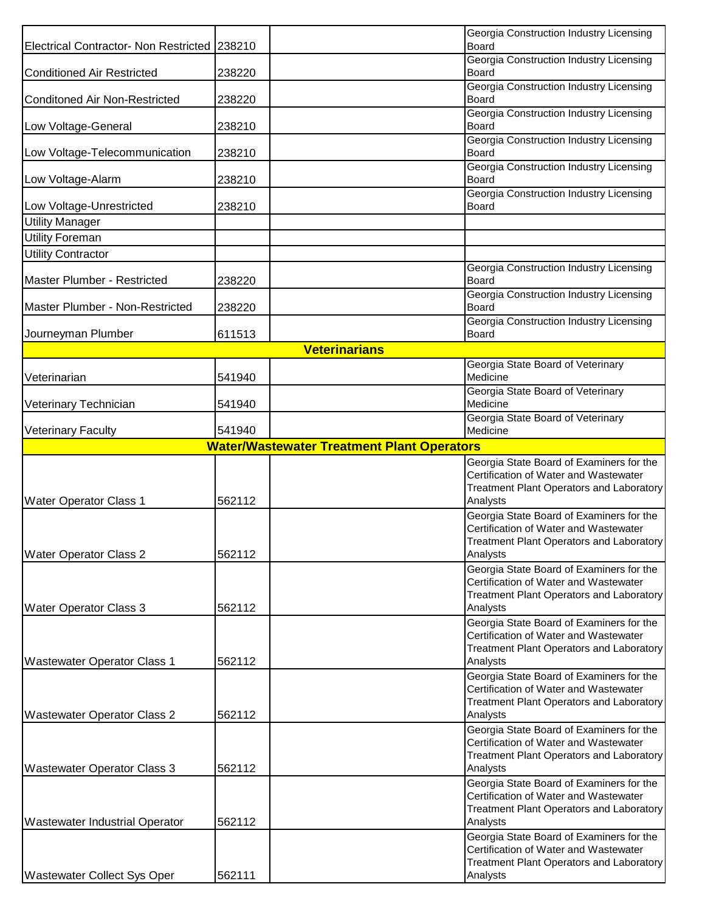| | | | |
|---|---|---|---|
| Electrical Contractor- Non Restricted | 238210 | | Georgia Construction Industry Licensing Board |
| Conditioned Air Restricted | 238220 | | Georgia Construction Industry Licensing Board |
| Conditoned Air Non-Restricted | 238220 | | Georgia Construction Industry Licensing Board |
| Low Voltage-General | 238210 | | Georgia Construction Industry Licensing Board |
| Low Voltage-Telecommunication | 238210 | | Georgia Construction Industry Licensing Board |
| Low Voltage-Alarm | 238210 | | Georgia Construction Industry Licensing Board |
| Low Voltage-Unrestricted | 238210 | | Georgia Construction Industry Licensing Board |
| Utility Manager | | | |
| Utility Foreman | | | |
| Utility Contractor | | | |
| Master Plumber - Restricted | 238220 | | Georgia Construction Industry Licensing Board |
| Master Plumber - Non-Restricted | 238220 | | Georgia Construction Industry Licensing Board |
| Journeyman Plumber | 611513 | | Georgia Construction Industry Licensing Board |
| **Veterinarians** | | | |
| Veterinarian | 541940 | | Georgia State Board of Veterinary Medicine |
| Veterinary Technician | 541940 | | Georgia State Board of Veterinary Medicine |
| Veterinary Faculty | 541940 | | Georgia State Board of Veterinary Medicine |
| **Water/Wastewater Treatment Plant Operators** | | | |
| Water Operator Class 1 | 562112 | | Georgia State Board of Examiners for the Certification of Water and Wastewater Treatment Plant Operators and Laboratory Analysts |
| Water Operator Class 2 | 562112 | | Georgia State Board of Examiners for the Certification of Water and Wastewater Treatment Plant Operators and Laboratory Analysts |
| Water Operator Class 3 | 562112 | | Georgia State Board of Examiners for the Certification of Water and Wastewater Treatment Plant Operators and Laboratory Analysts |
| Wastewater Operator Class 1 | 562112 | | Georgia State Board of Examiners for the Certification of Water and Wastewater Treatment Plant Operators and Laboratory Analysts |
| Wastewater Operator Class 2 | 562112 | | Georgia State Board of Examiners for the Certification of Water and Wastewater Treatment Plant Operators and Laboratory Analysts |
| Wastewater Operator Class 3 | 562112 | | Georgia State Board of Examiners for the Certification of Water and Wastewater Treatment Plant Operators and Laboratory Analysts |
| Wastewater Industrial Operator | 562112 | | Georgia State Board of Examiners for the Certification of Water and Wastewater Treatment Plant Operators and Laboratory Analysts |
| Wastewater Collect Sys Oper | 562111 | | Georgia State Board of Examiners for the Certification of Water and Wastewater Treatment Plant Operators and Laboratory Analysts |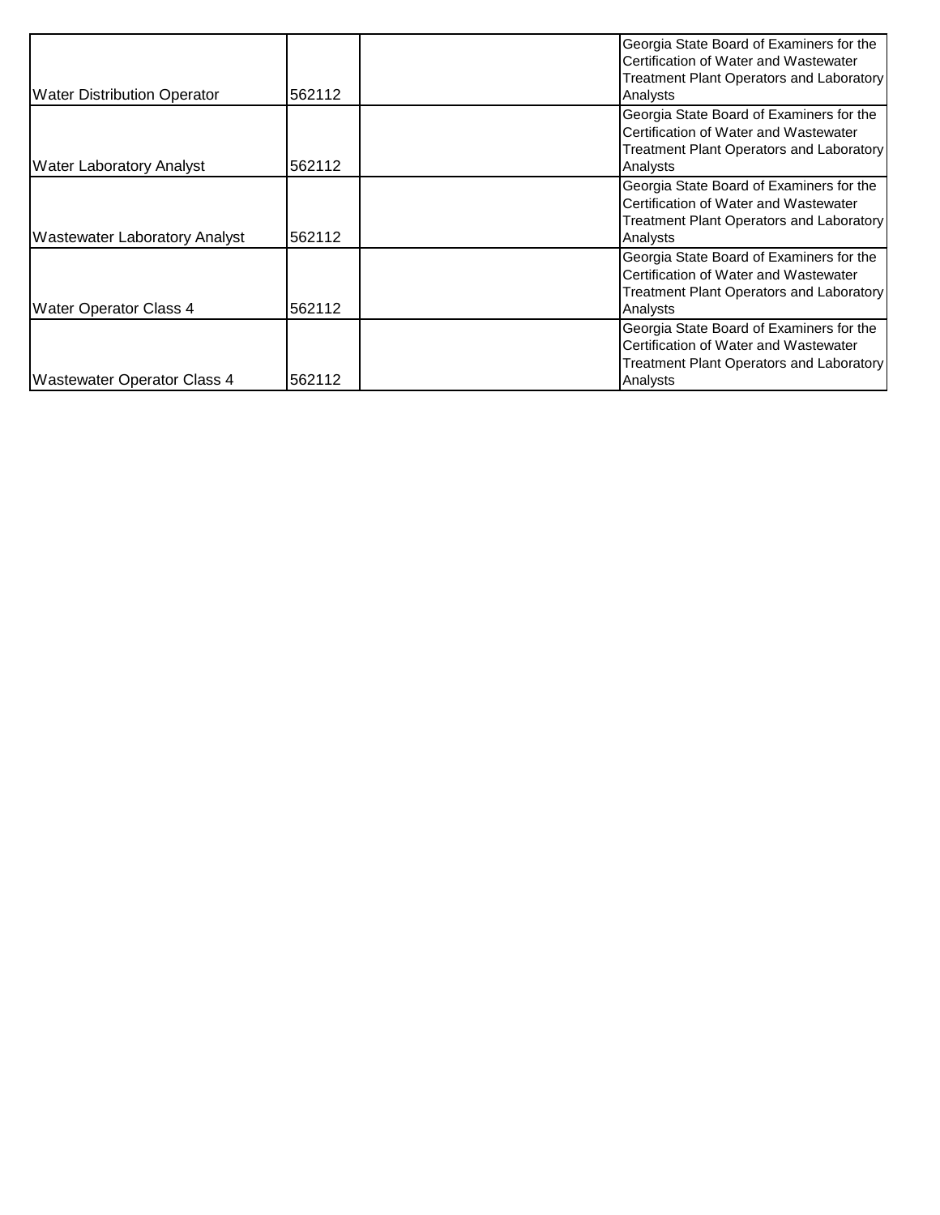| | | | |
|---|---|---|---|
| Water Distribution Operator | 562112 | | Georgia State Board of Examiners for the Certification of Water and Wastewater Treatment Plant Operators and Laboratory Analysts |
| Water Laboratory Analyst | 562112 | | Georgia State Board of Examiners for the Certification of Water and Wastewater Treatment Plant Operators and Laboratory Analysts |
| Wastewater Laboratory Analyst | 562112 | | Georgia State Board of Examiners for the Certification of Water and Wastewater Treatment Plant Operators and Laboratory Analysts |
| Water Operator Class 4 | 562112 | | Georgia State Board of Examiners for the Certification of Water and Wastewater Treatment Plant Operators and Laboratory Analysts |
| Wastewater Operator Class 4 | 562112 | | Georgia State Board of Examiners for the Certification of Water and Wastewater Treatment Plant Operators and Laboratory Analysts |